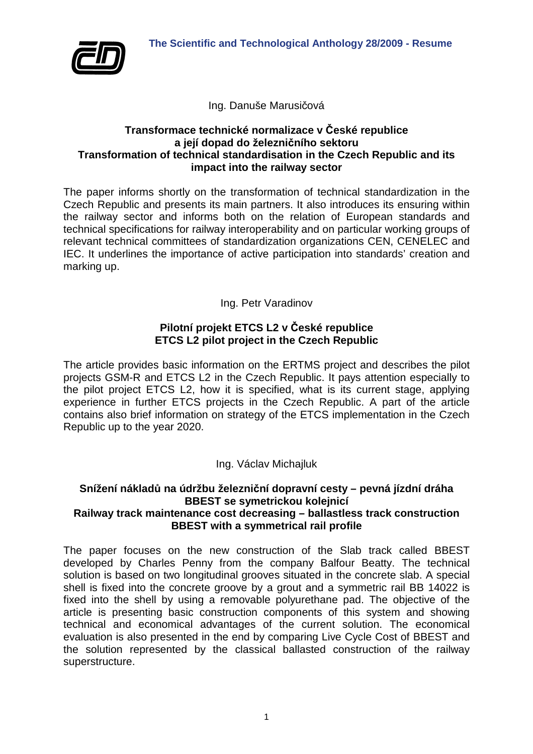Ing. Danuše Marusičová

## Transformace technické normalizace v České republice a její dopad do železničního sektoru
## Transformation of technical standardisation in the Czech Republic and its impact into the railway sector

The paper informs shortly on the transformation of technical standardization in the Czech Republic and presents its main partners. It also introduces its ensuring within the railway sector and informs both on the relation of European standards and technical specifications for railway interoperability and on particular working groups of relevant technical committees of standardization organizations CEN, CENELEC and IEC. It underlines the importance of active participation into standards' creation and marking up.

Ing. Petr Varadinov

## Pilotní projekt ETCS L2 v České republice
## ETCS L2 pilot project in the Czech Republic

The article provides basic information on the ERTMS project and describes the pilot projects GSM-R and ETCS L2 in the Czech Republic. It pays attention especially to the pilot project ETCS L2, how it is specified, what is its current stage, applying experience in further ETCS projects in the Czech Republic. A part of the article contains also brief information on strategy of the ETCS implementation in the Czech Republic up to the year 2020.

Ing. Václav Michajluk

## Snížení nákladů na údržbu železniční dopravní cesty – pevná jízdní dráha BBEST se symetrickou kolejnicí
## Railway track maintenance cost decreasing – ballastless track construction BBEST with a symmetrical rail profile

The paper focuses on the new construction of the Slab track called BBEST developed by Charles Penny from the company Balfour Beatty. The technical solution is based on two longitudinal grooves situated in the concrete slab. A special shell is fixed into the concrete groove by a grout and a symmetric rail BB 14022 is fixed into the shell by using a removable polyurethane pad. The objective of the article is presenting basic construction components of this system and showing technical and economical advantages of the current solution. The economical evaluation is also presented in the end by comparing Live Cycle Cost of BBEST and the solution represented by the classical ballasted construction of the railway superstructure.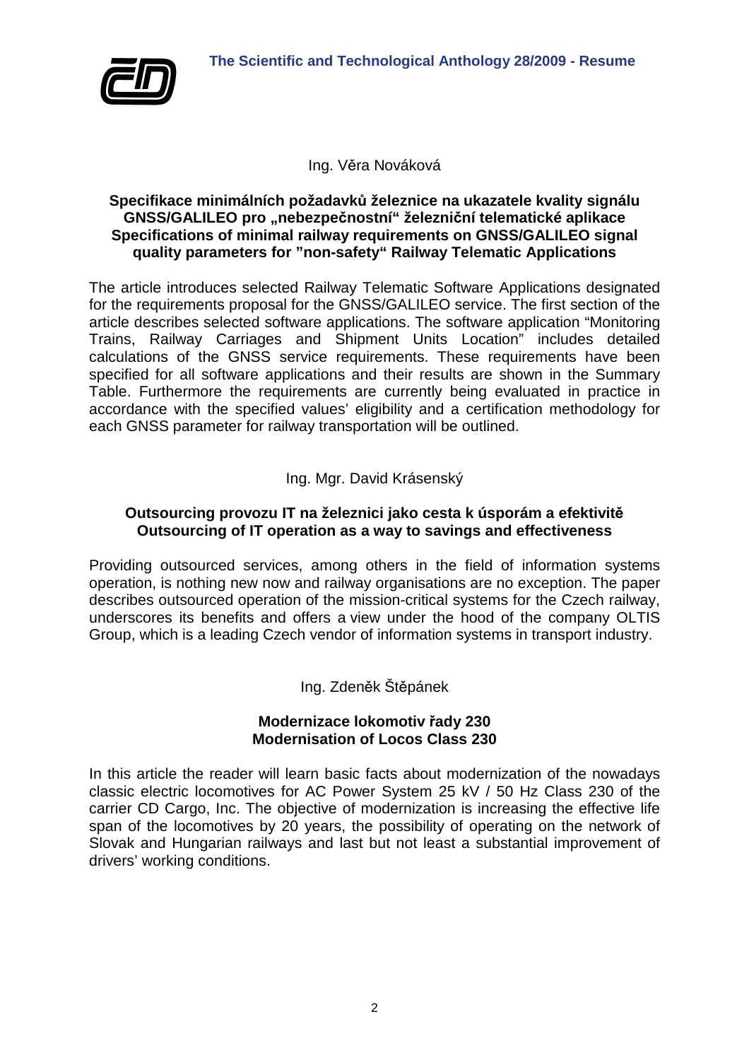Ing. Věra Nováková

### Specifikace minimálních požadavků železnice na ukazatele kvality signálu GNSS/GALILEO pro „nebezpečnostní" železniční telematické aplikace
### Specifications of minimal railway requirements on GNSS/GALILEO signal quality parameters for "non-safety" Railway Telematic Applications

The article introduces selected Railway Telematic Software Applications designated for the requirements proposal for the GNSS/GALILEO service. The first section of the article describes selected software applications. The software application "Monitoring Trains, Railway Carriages and Shipment Units Location" includes detailed calculations of the GNSS service requirements. These requirements have been specified for all software applications and their results are shown in the Summary Table. Furthermore the requirements are currently being evaluated in practice in accordance with the specified values' eligibility and a certification methodology for each GNSS parameter for railway transportation will be outlined.

Ing. Mgr. David Krásenský

### Outsourcing provozu IT na železnici jako cesta k úsporám a efektivitě
### Outsourcing of IT operation as a way to savings and effectiveness

Providing outsourced services, among others in the field of information systems operation, is nothing new now and railway organisations are no exception. The paper describes outsourced operation of the mission-critical systems for the Czech railway, underscores its benefits and offers a view under the hood of the company OLTIS Group, which is a leading Czech vendor of information systems in transport industry.

Ing. Zdeněk Štěpánek

### Modernizace lokomotiv řady 230
### Modernisation of Locos Class 230

In this article the reader will learn basic facts about modernization of the nowadays classic electric locomotives for AC Power System 25 kV / 50 Hz Class 230 of the carrier CD Cargo, Inc. The objective of modernization is increasing the effective life span of the locomotives by 20 years, the possibility of operating on the network of Slovak and Hungarian railways and last but not least a substantial improvement of drivers' working conditions.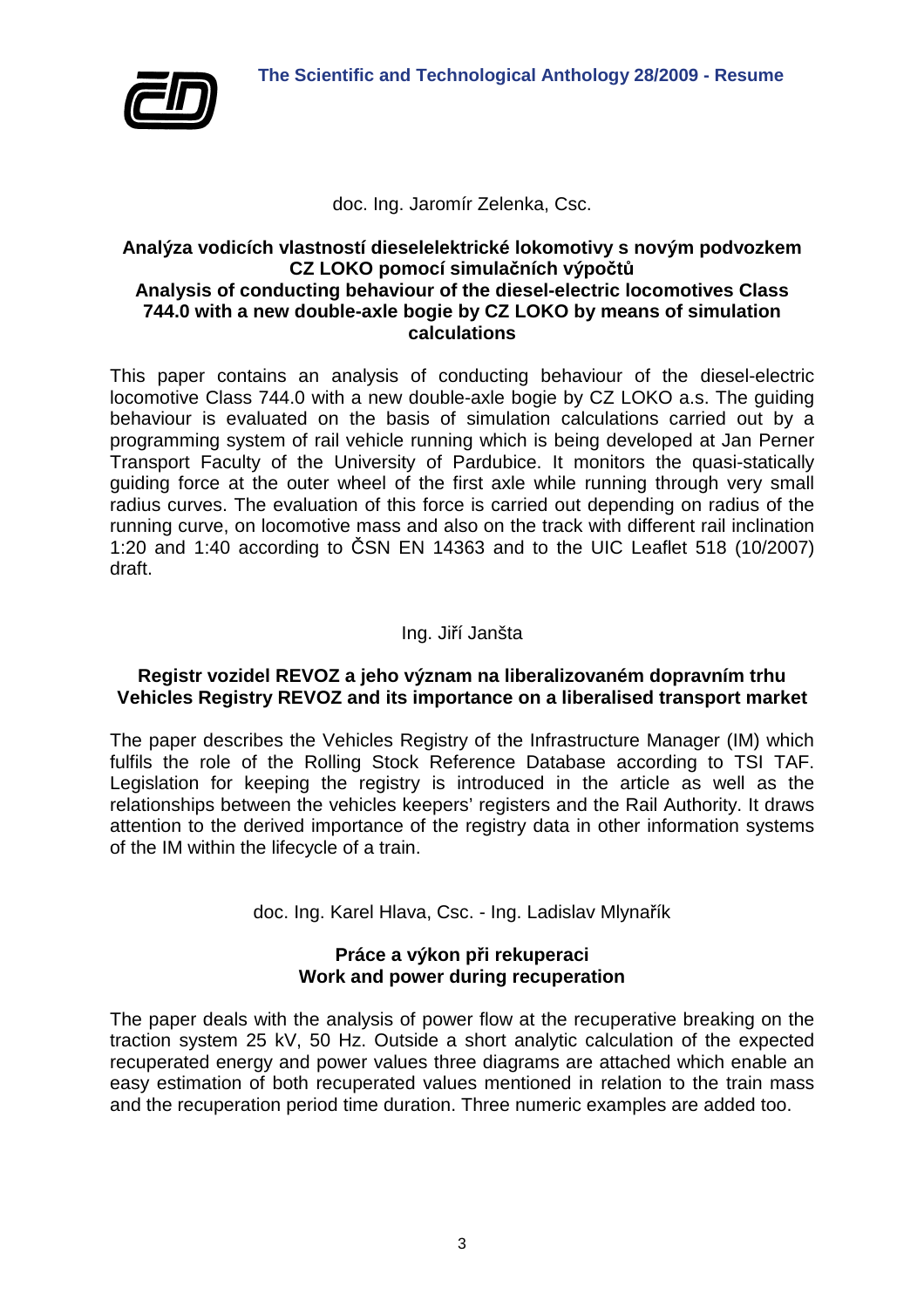doc. Ing. Jaromír Zelenka, Csc.

**Analýza vodicích vlastností dieselelektrické lokomotivy s novým podvozkem CZ LOKO pomocí simulačních výpočtů**
**Analysis of conducting behaviour of the diesel-electric locomotives Class 744.0 with a new double-axle bogie by CZ LOKO by means of simulation calculations**

This paper contains an analysis of conducting behaviour of the diesel-electric locomotive Class 744.0 with a new double-axle bogie by CZ LOKO a.s. The guiding behaviour is evaluated on the basis of simulation calculations carried out by a programming system of rail vehicle running which is being developed at Jan Perner Transport Faculty of the University of Pardubice. It monitors the quasi-statically guiding force at the outer wheel of the first axle while running through very small radius curves. The evaluation of this force is carried out depending on radius of the running curve, on locomotive mass and also on the track with different rail inclination 1:20 and 1:40 according to ČSN EN 14363 and to the UIC Leaflet 518 (10/2007) draft.

Ing. Jiří Janšta

**Registr vozidel REVOZ a jeho význam na liberalizovaném dopravním trhu**
**Vehicles Registry REVOZ and its importance on a liberalised transport market**

The paper describes the Vehicles Registry of the Infrastructure Manager (IM) which fulfils the role of the Rolling Stock Reference Database according to TSI TAF. Legislation for keeping the registry is introduced in the article as well as the relationships between the vehicles keepers' registers and the Rail Authority. It draws attention to the derived importance of the registry data in other information systems of the IM within the lifecycle of a train.

doc. Ing. Karel Hlava, Csc. - Ing. Ladislav Mlynařík

**Práce a výkon při rekuperaci**
**Work and power during recuperation**

The paper deals with the analysis of power flow at the recuperative breaking on the traction system 25 kV, 50 Hz. Outside a short analytic calculation of the expected recuperated energy and power values three diagrams are attached which enable an easy estimation of both recuperated values mentioned in relation to the train mass and the recuperation period time duration. Three numeric examples are added too.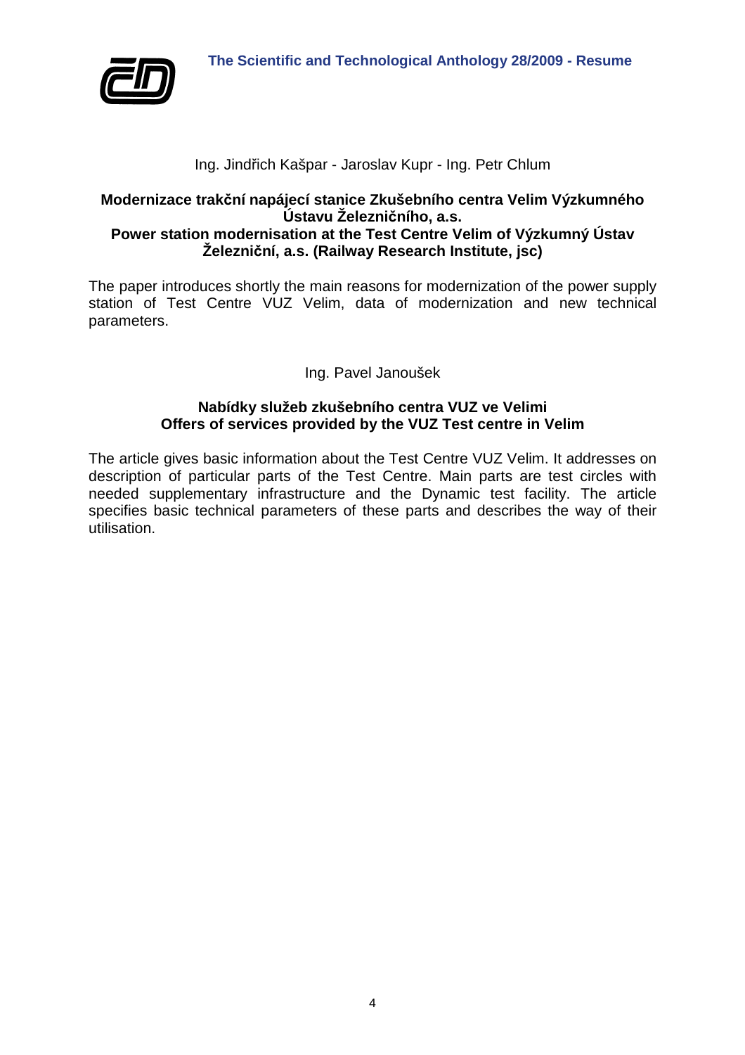Ing. Jindřich Kašpar - Jaroslav Kupr - Ing. Petr Chlum

**Modernizace trakční napájecí stanice Zkušebního centra Velim Výzkumného Ústavu Železničního, a.s.**
**Power station modernisation at the Test Centre Velim of Výzkumný Ústav Železniční, a.s. (Railway Research Institute, jsc)**

The paper introduces shortly the main reasons for modernization of the power supply station of Test Centre VUZ Velim, data of modernization and new technical parameters.

Ing. Pavel Janoušek

**Nabídky služeb zkušebního centra VUZ ve Velimi**
**Offers of services provided by the VUZ Test centre in Velim**

The article gives basic information about the Test Centre VUZ Velim. It addresses on description of particular parts of the Test Centre. Main parts are test circles with needed supplementary infrastructure and the Dynamic test facility. The article specifies basic technical parameters of these parts and describes the way of their utilisation.